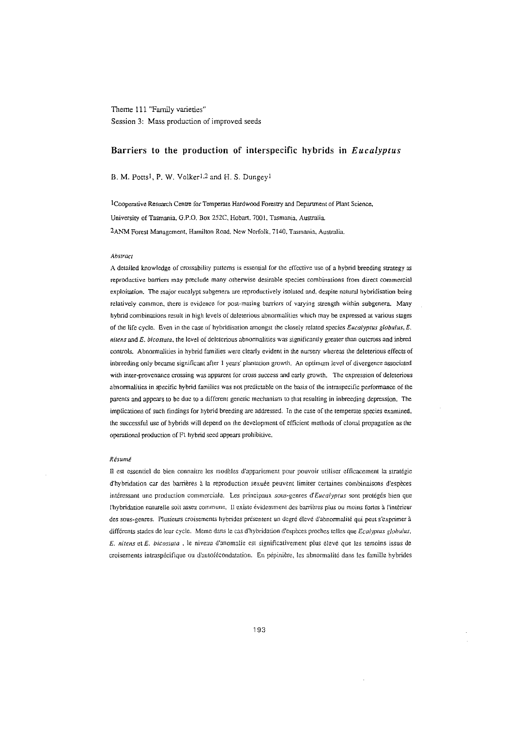Theme 111 "Family varieties"

Session 3: Mass production of improved seeds

# Barriers to the production of interspecific hybrids in *Eucalyptus*

B. M. Potts[1], P. W. Volker[1,2] and H. S. Dungey[1]

[1]Cooperative Research Centre for Temperate Hardwood Forestry and Department of Plant Science, University of Tasmania, G.P.O. Box 252C, Hobart, 7001, Tasmania, Australia.

[2]ANM Forest Management, Hamilton Road, New Norfolk, 7140, Tasmania, Australia.

### *Abstract*

A detailed knowledge of crossability patterns is essential for the effective use of a hybrid breeding strategy as reproductive barriers may preclude many otherwise desirable species combinations from direct commercial exploitation. The major eucalypt subgenera are reproductively isolated and, despite natural hybridisation being relatively common, there is evidence for post-mating barriers of varying strength within subgenera. Many hybrid combinations result in high levels of deleterious abnormalities which may be expressed at various stages of the life cycle. Even in the case of hybridisation amongst the closely related species *Eucalyptus globulus*, *E. nitens* and *E. bicostata*, the level of deleterious abnormalities was significantly greater than outcross and inbred controls. Abnormalities in hybrid families were clearly evident in the nursery whereas the deleterious effects of inbreeding only became significant after 1 years' plantation growth. An optimum level of divergence associated with inter-provenance crossing was apparent for cross success and early growth. The expression of deleterious abnormalities in specific hybrid families was not predictable on the basis of the intraspecific performance of the parents and appears to be due to a different genetic mechanism to that resulting in inbreeding depression. The implications of such findings for hybrid breeding are addressed. In the case of the temperate species examined, the successful use of hybrids will depend on the development of efficient methods of clonal propagation as the operational production of F1 hybrid seed appears prohibitive.

### *Résumé*

Il est essentiel de bien connaitre les modèles d'appariement pour pouvoir utiliser efficacement la stratégie d'hybridation car des barrières à la reproduction sexuée peuvent limiter certaines combinaisons d'espèces intéressant une production commerciale. Les principaux sous-genres d'*Eucalyptus* sont protégés bien que l'hybridation naturelle soit assez commune. Il existe évidemment des barrières plus ou moins fortes à l'intérieur des sous-genres. Plusieurs croisements hybrides présentent un degré élevé d'abnormalité qui peut s'exprimer à différents stades de leur cycle. Meme dans le cas d'hybridation d'espèces proches telles que *Ecalyptus globulus*, *E. nitens* et *E. bicostata* , le niveau d'anomalie est significativement plus élevé que les temoins issus de croisements intraspécifique ou d'autofécondatation. En pépinière, les abnormalité dans les famille hybrides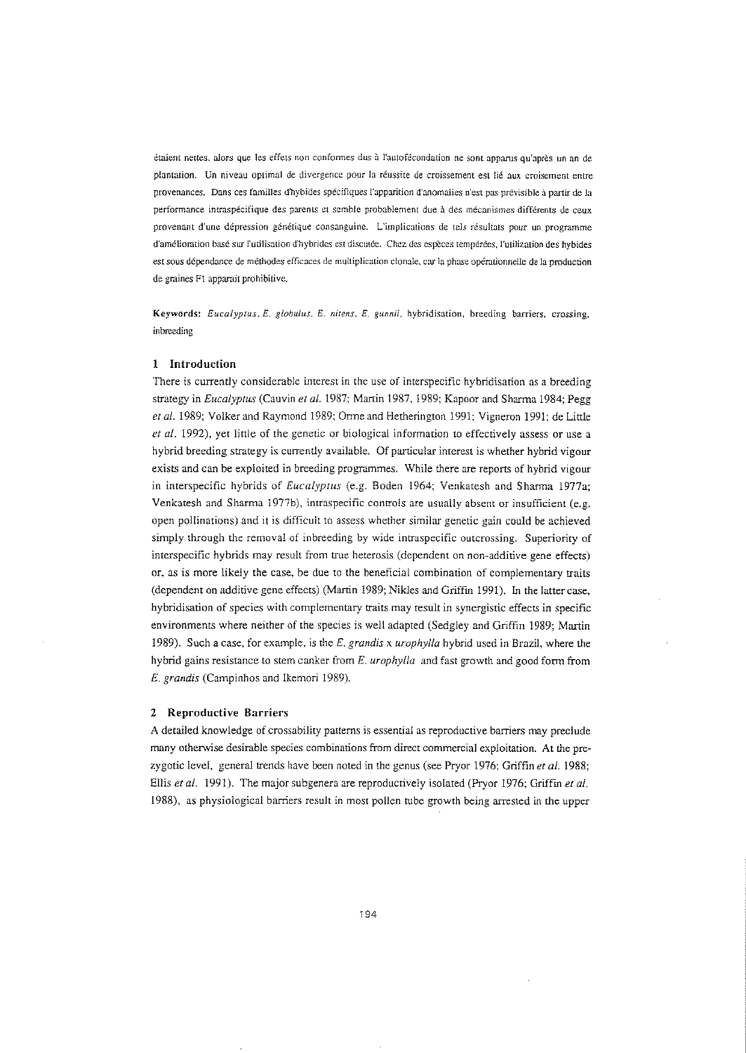étaient nettes, alors que les effets non conformes dus à l'autofécondation ne sont apparus qu'après un an de plantation. Un niveau optimal de divergence pour la réussite de croissement est lié aux croisement entre provenances. Dans ces familles d'hybides spécifiques l'apparition d'anomalies n'est pas prévisible à partir de la performance intraspécifique des parents et semble probablement due à des mécanismes différents de ceux provenant d'une dépression génétique consanguine. L'implications de tels résultats pour un programme d'amélioration basé sur l'utilisation d'hybrides est discutée. Chez des espèces tempérées, l'utilization des hybides est sous dépendance de méthodes efficaces de multiplication clonale, car la phase opérationnelle de la production de graines F1 apparait prohibitive.

**Keywords:** *Eucalyptus*, *E. globulus*, *E. nitens*, *E. gunnii*, hybridisation, breeding barriers, crossing, inbreeding

## 1 Introduction

There is currently considerable interest in the use of interspecific hybridisation as a breeding strategy in *Eucalyptus* (Cauvin *et al.* 1987; Martin 1987, 1989; Kapoor and Sharma 1984; Pegg *et al.* 1989; Volker and Raymond 1989; Orme and Hetherington 1991; Vigneron 1991; de Little *et al.* 1992), yet little of the genetic or biological information to effectively assess or use a hybrid breeding strategy is currently available. Of particular interest is whether hybrid vigour exists and can be exploited in breeding programmes. While there are reports of hybrid vigour in interspecific hybrids of *Eucalyptus* (e.g. Boden 1964; Venkatesh and Sharma 1977a; Venkatesh and Sharma 1977b), intraspecific controls are usually absent or insufficient (e.g. open pollinations) and it is difficult to assess whether similar genetic gain could be achieved simply through the removal of inbreeding by wide intraspecific outcrossing. Superiority of interspecific hybrids may result from true heterosis (dependent on non-additive gene effects) or, as is more likely the case, be due to the beneficial combination of complementary traits (dependent on additive gene effects) (Martin 1989; Nikles and Griffin 1991). In the latter case, hybridisation of species with complementary traits may result in synergistic effects in specific environments where neither of the species is well adapted (Sedgley and Griffin 1989; Martin 1989). Such a case, for example, is the *E. grandis* x *urophylla* hybrid used in Brazil, where the hybrid gains resistance to stem canker from *E. urophylla* and fast growth and good form from *E. grandis* (Campinhos and Ikemori 1989).

## 2 Reproductive Barriers

A detailed knowledge of crossability patterns is essential as reproductive barriers may preclude many otherwise desirable species combinations from direct commercial exploitation. At the pre-zygotic level, general trends have been noted in the genus (see Pryor 1976; Griffin *et al.* 1988; Ellis *et al.* 1991). The major subgenera are reproductively isolated (Pryor 1976; Griffin *et al.* 1988), as physiological barriers result in most pollen tube growth being arrested in the upper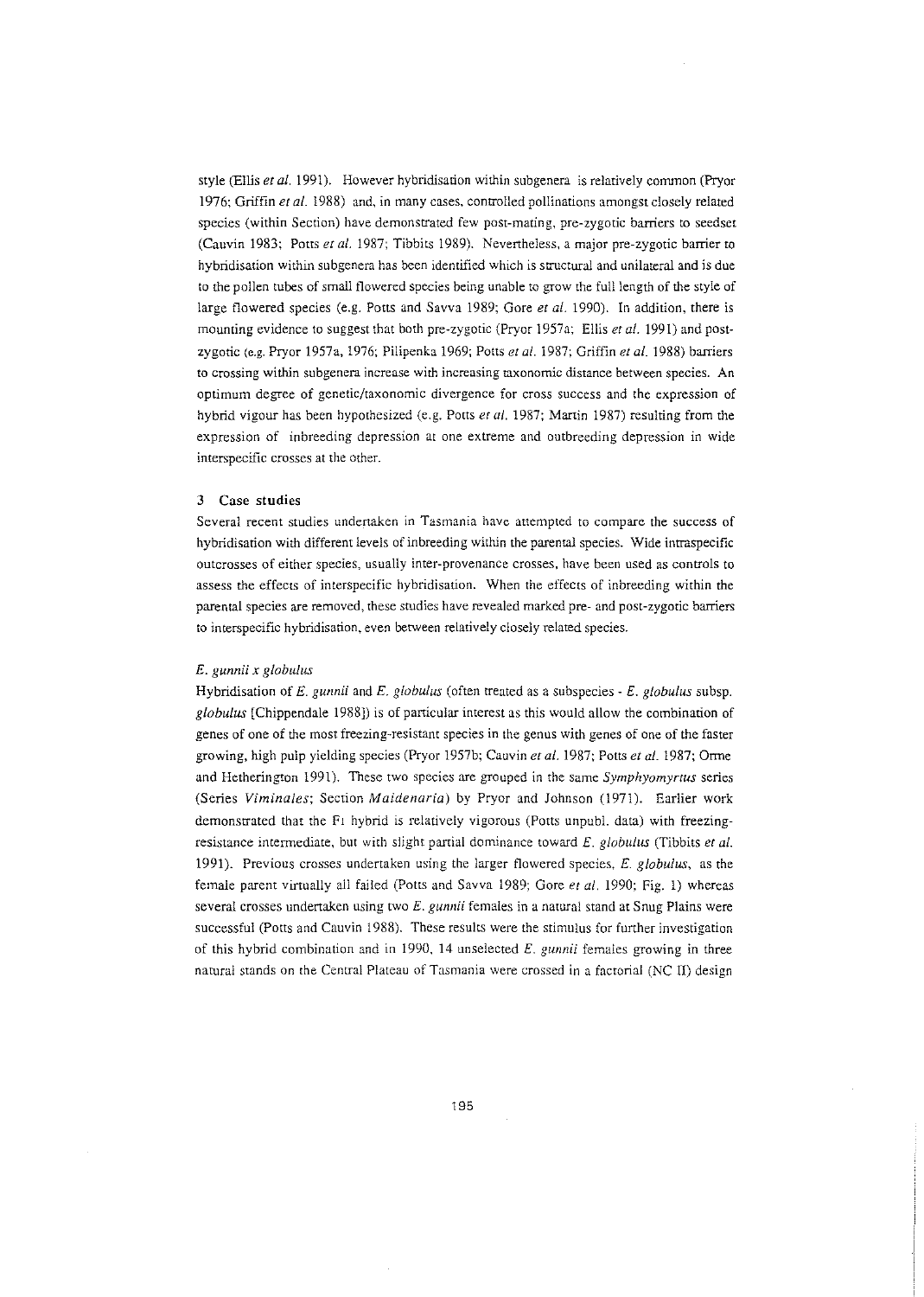style (Ellis *et al.* 1991). However hybridisation within subgenera is relatively common (Pryor 1976; Griffin *et al.* 1988) and, in many cases, controlled pollinations amongst closely related species (within Section) have demonstrated few post-mating, pre-zygotic barriers to seedset (Cauvin 1983; Potts *et al.* 1987; Tibbits 1989). Nevertheless, a major pre-zygotic barrier to hybridisation within subgenera has been identified which is structural and unilateral and is due to the pollen tubes of small flowered species being unable to grow the full length of the style of large flowered species (e.g. Potts and Savva 1989; Gore *et al.* 1990). In addition, there is mounting evidence to suggest that both pre-zygotic (Pryor 1957a; Ellis *et al.* 1991) and post-zygotic (e.g. Pryor 1957a, 1976; Pilipenka 1969; Potts *et al.* 1987; Griffin *et al.* 1988) barriers to crossing within subgenera increase with increasing taxonomic distance between species. An optimum degree of genetic/taxonomic divergence for cross success and the expression of hybrid vigour has been hypothesized (e.g. Potts *et al.* 1987; Martin 1987) resulting from the expression of inbreeding depression at one extreme and outbreeding depression in wide interspecific crosses at the other.

## 3 Case studies

Several recent studies undertaken in Tasmania have attempted to compare the success of hybridisation with different levels of inbreeding within the parental species. Wide intraspecific outcrosses of either species, usually inter-provenance crosses, have been used as controls to assess the effects of interspecific hybridisation. When the effects of inbreeding within the parental species are removed, these studies have revealed marked pre- and post-zygotic barriers to interspecific hybridisation, even between relatively closely related species.

### *E. gunnii x globulus*

Hybridisation of *E. gunnii* and *E. globulus* (often treated as a subspecies - *E. globulus* subsp. *globulus* [Chippendale 1988]) is of particular interest as this would allow the combination of genes of one of the most freezing-resistant species in the genus with genes of one of the faster growing, high pulp yielding species (Pryor 1957b; Cauvin *et al.* 1987; Potts *et al.* 1987; Orme and Hetherington 1991). These two species are grouped in the same *Symphyomyrtus* series (Series *Viminales*; Section *Maidenaria*) by Pryor and Johnson (1971). Earlier work demonstrated that the $F_1$ hybrid is relatively vigorous (Potts unpubl. data) with freezing-resistance intermediate, but with slight partial dominance toward *E. globulus* (Tibbits *et al.* 1991). Previous crosses undertaken using the larger flowered species, *E. globulus*, as the female parent virtually all failed (Potts and Savva 1989; Gore *et al.* 1990; Fig. 1) whereas several crosses undertaken using two *E. gunnii* females in a natural stand at Snug Plains were successful (Potts and Cauvin 1988). These results were the stimulus for further investigation of this hybrid combination and in 1990, 14 unselected *E. gunnii* females growing in three natural stands on the Central Plateau of Tasmania were crossed in a factorial (NC II) design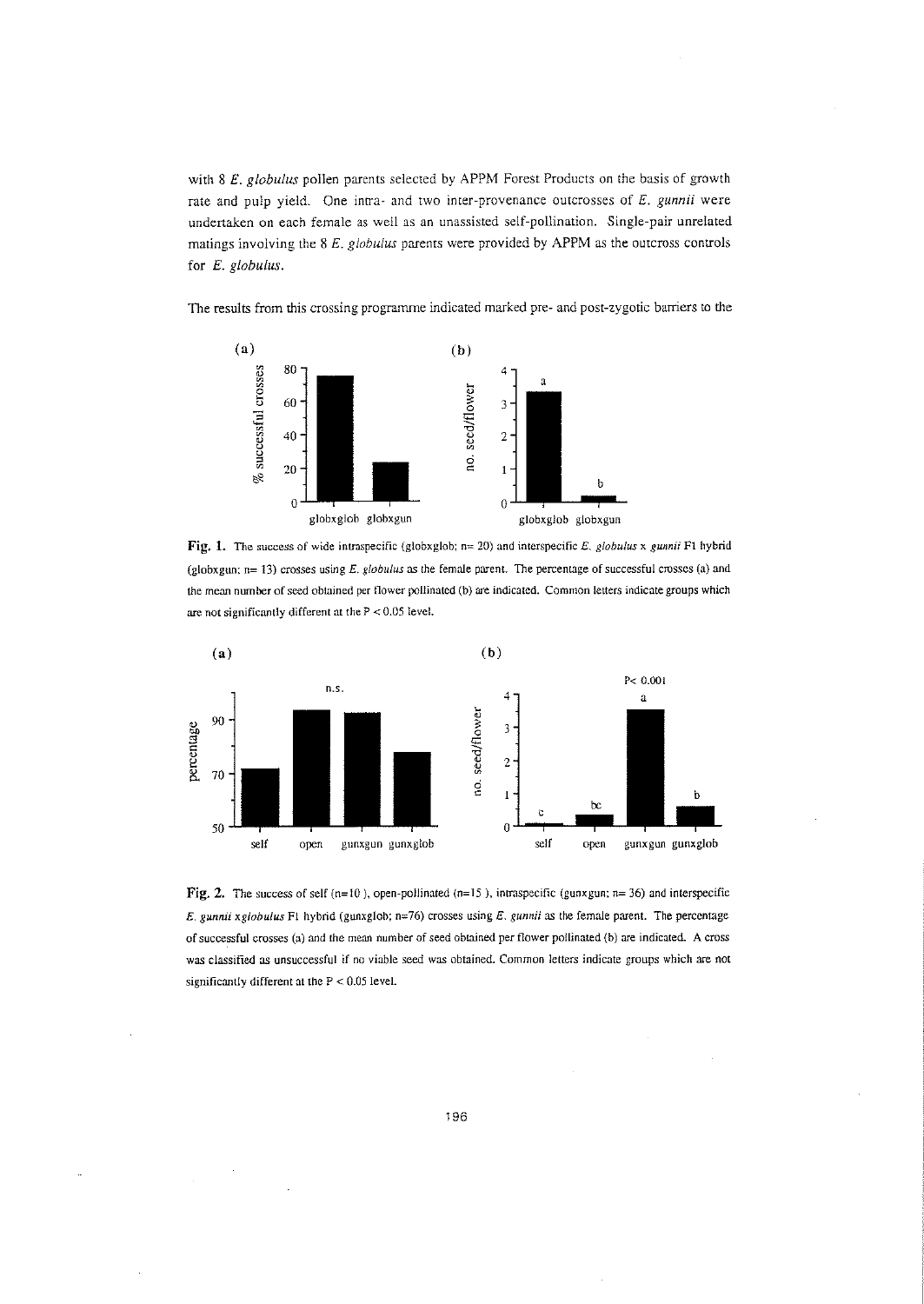with 8 *E. globulus* pollen parents selected by APPM Forest Products on the basis of growth rate and pulp yield. One intra- and two inter-provenance outcrosses of *E. gunnii* were undertaken on each female as well as an unassisted self-pollination. Single-pair unrelated matings involving the 8 *E. globulus* parents were provided by APPM as the outcross controls for *E. globulus*.

The results from this crossing programme indicated marked pre- and post-zygotic barriers to the

**Fig. 1.** The success of wide intraspecific (globxglob; n= 20) and interspecific *E. globulus* x *gunnii* F1 hybrid (globxgun; n= 13) crosses using *E. globulus* as the female parent. The percentage of successful crosses (a) and the mean number of seed obtained per flower pollinated (b) are indicated. Common letters indicate groups which are not significantly different at the $P < 0.05$ level.

**Fig. 2.** The success of self (n=10 ), open-pollinated (n=15 ), intraspecific (gunxgun; n= 36) and interspecific *E. gunnii* x*globulus* F1 hybrid (gunxglob; n=76) crosses using *E. gunnii* as the female parent. The percentage of successful crosses (a) and the mean number of seed obtained per flower pollinated (b) are indicated. A cross was classified as unsuccessful if no viable seed was obtained. Common letters indicate groups which are not significantly different at the $P < 0.05$ level.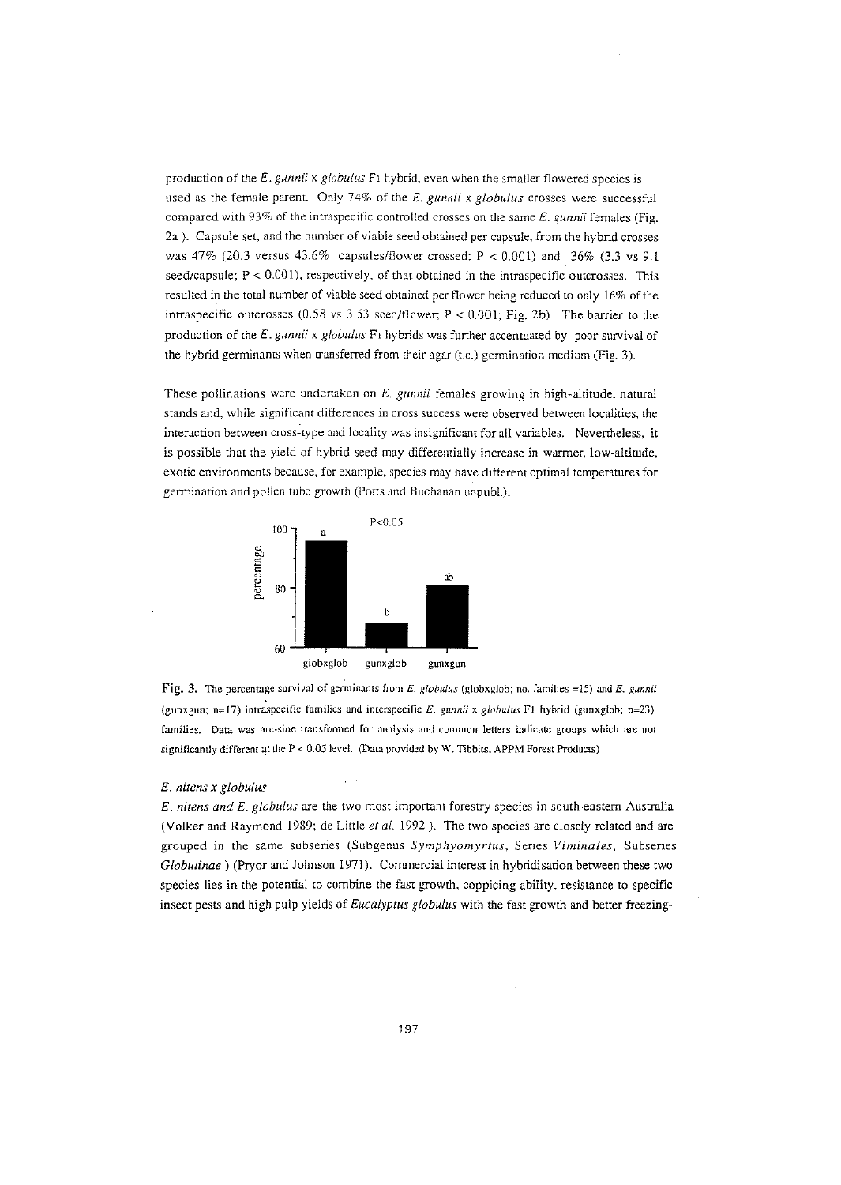production of the *E. gunnii* x *globulus* $F_1$ hybrid, even when the smaller flowered species is used as the female parent. Only 74% of the *E. gunnii* x *globulus* crosses were successful compared with 93% of the intraspecific controlled crosses on the same *E. gunnii* females (Fig. 2a ). Capsule set, and the number of viable seed obtained per capsule, from the hybrid crosses was 47% (20.3 versus 43.6% capsules/flower crossed; $P < 0.001$) and 36% (3.3 vs 9.1 seed/capsule; $P < 0.001$), respectively, of that obtained in the intraspecific outcrosses. This resulted in the total number of viable seed obtained per flower being reduced to only 16% of the intraspecific outcrosses (0.58 vs 3.53 seed/flower; $P < 0.001$; Fig. 2b). The barrier to the production of the *E. gunnii* x *globulus* $F_1$ hybrids was further accentuated by poor survival of the hybrid germinants when transferred from their agar (t.c.) germination medium (Fig. 3).

These pollinations were undertaken on *E. gunnii* females growing in high-altitude, natural stands and, while significant differences in cross success were observed between localities, the interaction between cross-type and locality was insignificant for all variables. Nevertheless, it is possible that the yield of hybrid seed may differentially increase in warmer, low-altitude, exotic environments because, for example, species may have different optimal temperatures for germination and pollen tube growth (Potts and Buchanan unpubl.).

**Fig. 3.** The percentage survival of germinants from *E. globulus* (globxglob; no. families =15) and *E. gunnii* (gunxgun; n=17) intraspecific families and interspecific *E. gunnii* x *globulus* F1 hybrid (gunxglob; n=23) families. Data was arc-sine transformed for analysis and common letters indicate groups which are not significantly different at the $P < 0.05$ level. (Data provided by W. Tibbits, APPM Forest Products)

### *E. nitens x globulus*

*E. nitens and E. globulus* are the two most important forestry species in south-eastern Australia (Volker and Raymond 1989; de Little *et al.* 1992 ). The two species are closely related and are grouped in the same subseries (Subgenus *Symphyomyrtus*, Series *Viminales*, Subseries *Globulinae* ) (Pryor and Johnson 1971). Commercial interest in hybridisation between these two species lies in the potential to combine the fast growth, coppicing ability, resistance to specific insect pests and high pulp yields of *Eucalyptus globulus* with the fast growth and better freezing-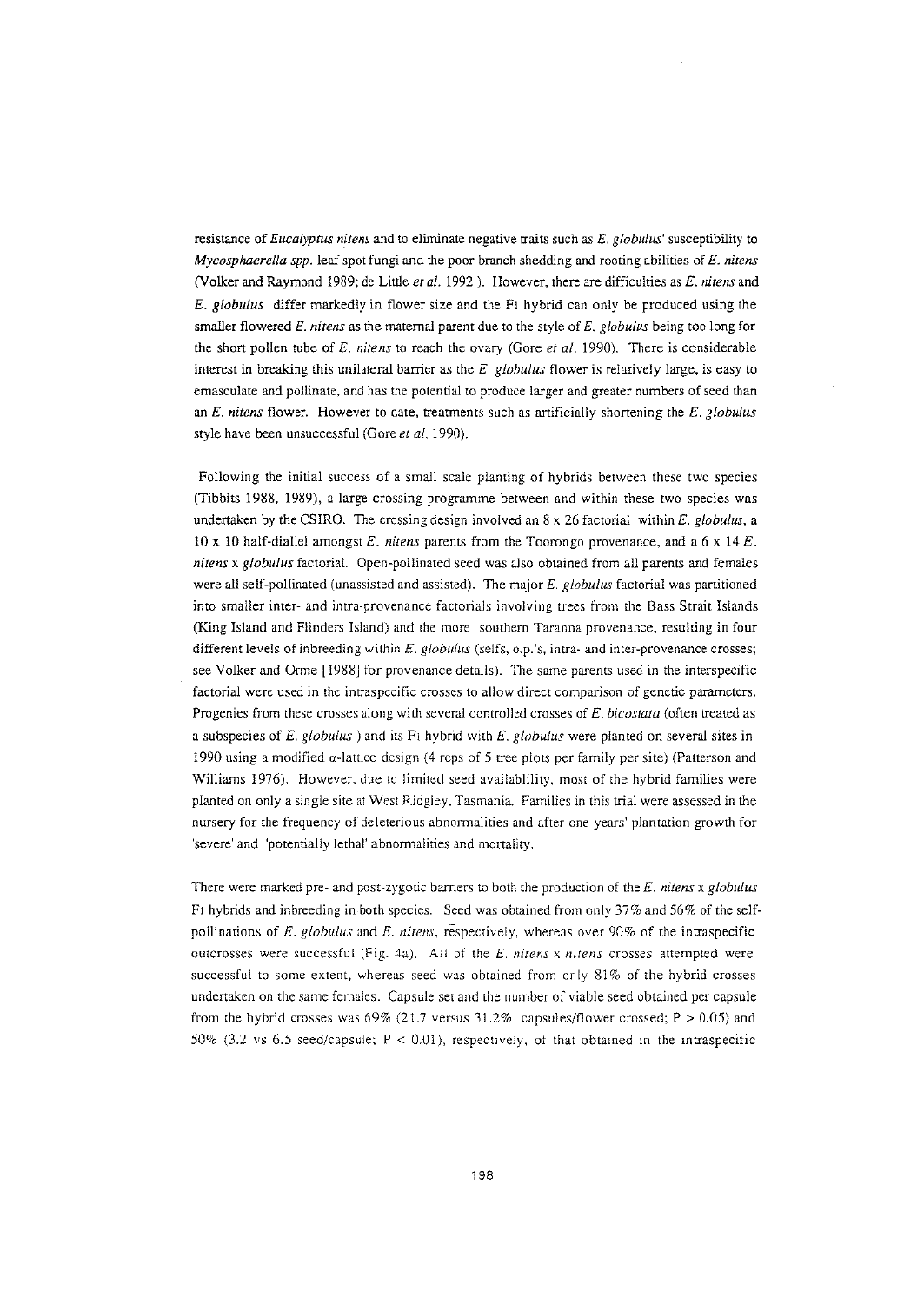resistance of *Eucalyptus nitens* and to eliminate negative traits such as *E. globulus*' susceptibility to *Mycosphaerella spp.* leaf spot fungi and the poor branch shedding and rooting abilities of *E. nitens* (Volker and Raymond 1989; de Little *et al.* 1992 ). However, there are difficulties as *E. nitens* and *E. globulus* differ markedly in flower size and the $F_1$ hybrid can only be produced using the smaller flowered *E. nitens* as the maternal parent due to the style of *E. globulus* being too long for the short pollen tube of *E. nitens* to reach the ovary (Gore *et al.* 1990). There is considerable interest in breaking this unilateral barrier as the *E. globulus* flower is relatively large, is easy to emasculate and pollinate, and has the potential to produce larger and greater numbers of seed than an *E. nitens* flower. However to date, treatments such as artificially shortening the *E. globulus* style have been unsuccessful (Gore *et al.* 1990).

Following the initial success of a small scale planting of hybrids between these two species (Tibbits 1988, 1989), a large crossing programme between and within these two species was undertaken by the CSIRO. The crossing design involved an 8 x 26 factorial within *E. globulus*, a 10 x 10 half-diallel amongst *E. nitens* parents from the Toorongo provenance, and a 6 x 14 *E. nitens* x *globulus* factorial. Open-pollinated seed was also obtained from all parents and females were all self-pollinated (unassisted and assisted). The major *E. globulus* factorial was partitioned into smaller inter- and intra-provenance factorials involving trees from the Bass Strait Islands (King Island and Flinders Island) and the more southern Taranna provenance, resulting in four different levels of inbreeding within *E. globulus* (selfs, o.p.'s, intra- and inter-provenance crosses; see Volker and Orme [1988] for provenance details). The same parents used in the interspecific factorial were used in the intraspecific crosses to allow direct comparison of genetic parameters. Progenies from these crosses along with several controlled crosses of *E. bicostata* (often treated as a subspecies of *E. globulus* ) and its $F_1$ hybrid with *E. globulus* were planted on several sites in 1990 using a modified α-lattice design (4 reps of 5 tree plots per family per site) (Patterson and Williams 1976). However, due to limited seed availablility, most of the hybrid families were planted on only a single site at West Ridgley, Tasmania. Families in this trial were assessed in the nursery for the frequency of deleterious abnormalities and after one years' plantation growth for 'severe' and 'potentially lethal' abnormalities and mortality.

There were marked pre- and post-zygotic barriers to both the production of the *E. nitens* x *globulus* $F_1$ hybrids and inbreeding in both species. Seed was obtained from only 37% and 56% of the self-pollinations of *E. globulus* and *E. nitens*, respectively, whereas over 90% of the intraspecific outcrosses were successful (Fig. 4a). All of the *E. nitens* x *nitens* crosses attempted were successful to some extent, whereas seed was obtained from only 81% of the hybrid crosses undertaken on the same females. Capsule set and the number of viable seed obtained per capsule from the hybrid crosses was 69% (21.7 versus 31.2% capsules/flower crossed; $P > 0.05$) and 50% (3.2 vs 6.5 seed/capsule; $P < 0.01$), respectively, of that obtained in the intraspecific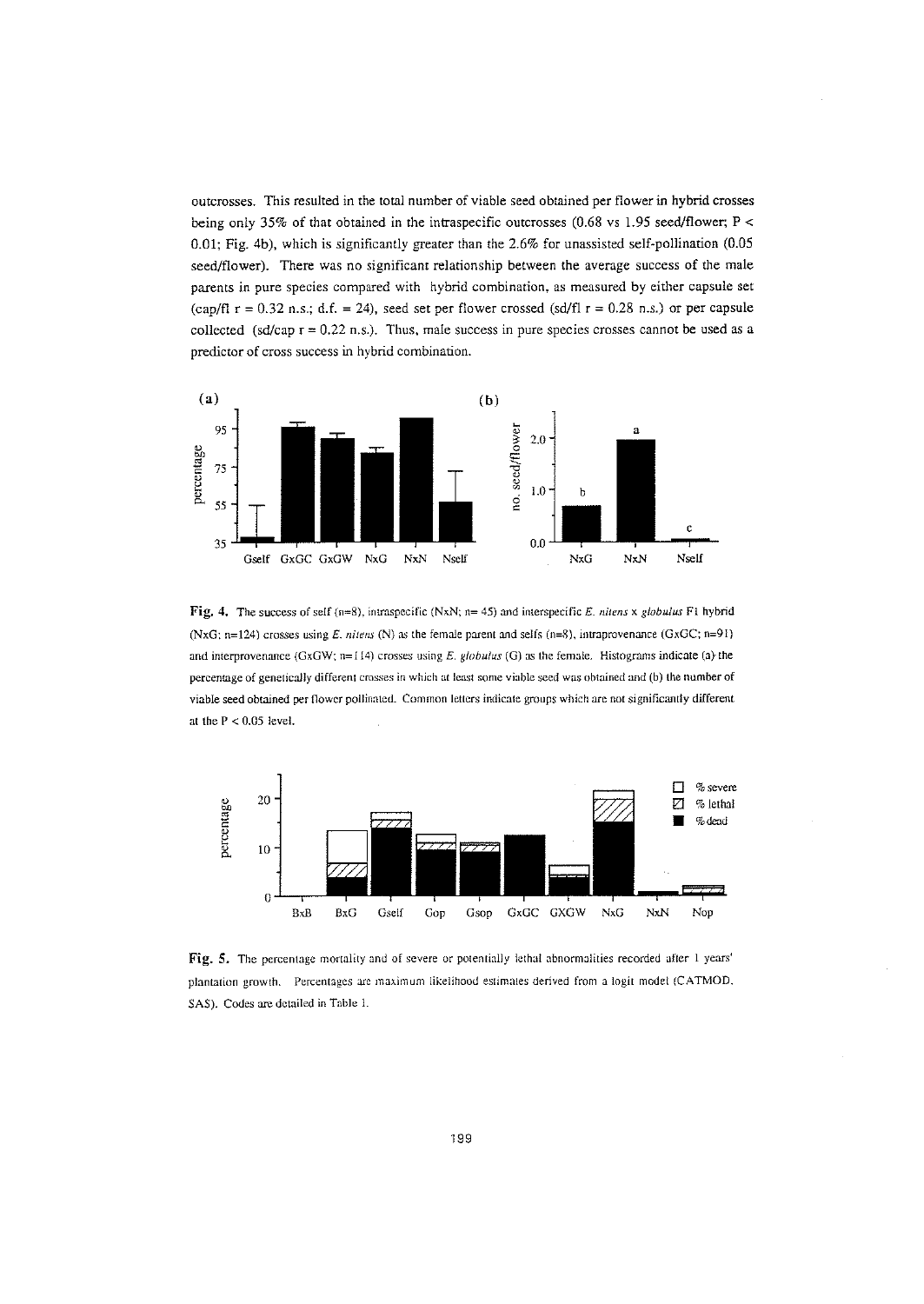outcrosses. This resulted in the total number of viable seed obtained per flower in hybrid crosses being only 35% of that obtained in the intraspecific outcrosses (0.68 vs 1.95 seed/flower; $P < 0.01$; Fig. 4b), which is significantly greater than the 2.6% for unassisted self-pollination (0.05 seed/flower). There was no significant relationship between the average success of the male parents in pure species compared with hybrid combination, as measured by either capsule set (cap/fl $r = 0.32$ n.s.; d.f. = 24), seed set per flower crossed (sd/fl $r = 0.28$ n.s.) or per capsule collected (sd/cap $r = 0.22$ n.s.). Thus, male success in pure species crosses cannot be used as a predictor of cross success in hybrid combination.

**Fig. 4.** The success of self (n=8), intraspecific (NxN; n= 45) and interspecific *E. nitens* x *globulus* F1 hybrid (NxG; n=124) crosses using *E. nitens* (N) as the female parent and selfs (n=8), intraprovenance (GxGC; n=91) and interprovenance (GxGW; n=114) crosses using *E. globulus* (G) as the female. Histograms indicate (a) the percentage of genetically different crosses in which at least some viable seed was obtained and (b) the number of viable seed obtained per flower pollinated. Common letters indicate groups which are not significantly different at the $P < 0.05$ level.

**Fig. 5.** The percentage mortality and of severe or potentially lethal abnormalities recorded after 1 years' plantation growth. Percentages are maximum likelihood estimates derived from a logit model (CATMOD, SAS). Codes are detailed in Table 1.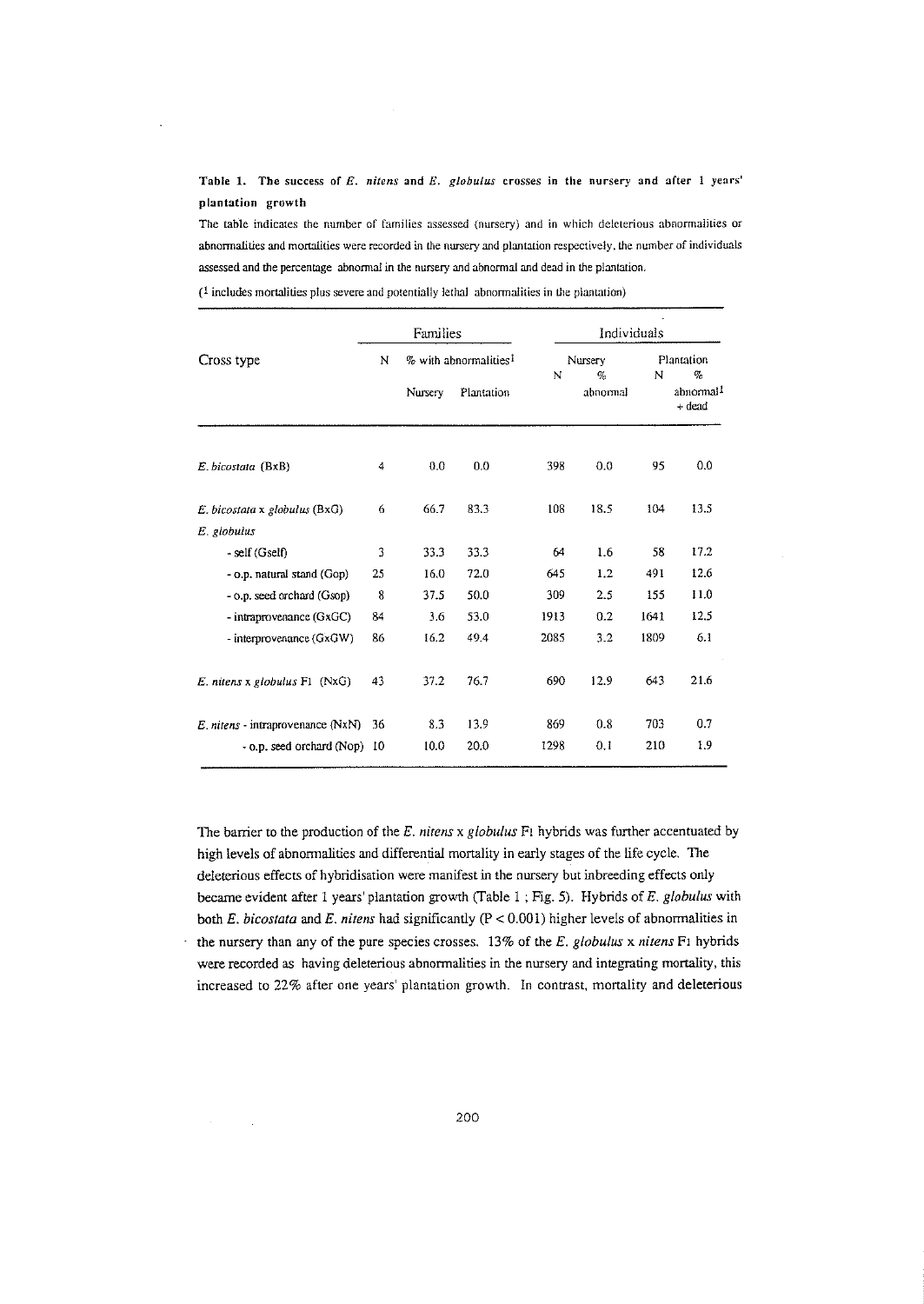**Table 1. The success of *E. nitens* and *E. globulus* crosses in the nursery and after 1 years' plantation growth**

The table indicates the number of families assessed (nursery) and in which deleterious abnormalities or abnormalities and mortalities were recorded in the nursery and plantation respectively, the number of individuals assessed and the percentage abnormal in the nursery and abnormal and dead in the plantation.

([1] includes mortalities plus severe and potentially lethal abnormalities in the plantation)

| Cross type | Families | | | Individuals | | | |
|---|---|---|---|---|---|---|---|
| | N | % with abnormalities[1] | | Nursery | | Plantation | |
| | | Nursery | Plantation | N | % abnormal | N | % abnormal[1] + dead |
| *E. bicostata* (BxB) | 4 | 0.0 | 0.0 | 398 | 0.0 | 95 | 0.0 |
| *E. bicostata* x *globulus* (BxG) | 6 | 66.7 | 83.3 | 108 | 18.5 | 104 | 13.5 |
| *E. globulus* | | | | | | | |
| - self (Gself) | 3 | 33.3 | 33.3 | 64 | 1.6 | 58 | 17.2 |
| - o.p. natural stand (Gop) | 25 | 16.0 | 72.0 | 645 | 1.2 | 491 | 12.6 |
| - o.p. seed orchard (Gsop) | 8 | 37.5 | 50.0 | 309 | 2.5 | 155 | 11.0 |
| - intraprovenance (GxGC) | 84 | 3.6 | 53.0 | 1913 | 0.2 | 1641 | 12.5 |
| - interprovenance (GxGW) | 86 | 16.2 | 49.4 | 2085 | 3.2 | 1809 | 6.1 |
| *E. nitens* x *globulus* F1 (NxG) | 43 | 37.2 | 76.7 | 690 | 12.9 | 643 | 21.6 |
| *E. nitens* - intraprovenance (NxN) | 36 | 8.3 | 13.9 | 869 | 0.8 | 703 | 0.7 |
| - o.p. seed orchard (Nop) | 10 | 10.0 | 20.0 | 1298 | 0.1 | 210 | 1.9 |

The barrier to the production of the *E. nitens* x *globulus* $F_1$ hybrids was further accentuated by high levels of abnormalities and differential mortality in early stages of the life cycle. The deleterious effects of hybridisation were manifest in the nursery but inbreeding effects only became evident after 1 years' plantation growth (Table 1 ; Fig. 5). Hybrids of *E. globulus* with both *E. bicostata* and *E. nitens* had significantly ($P < 0.001$) higher levels of abnormalities in the nursery than any of the pure species crosses. 13% of the *E. globulus* x *nitens* $F_1$ hybrids were recorded as having deleterious abnormalities in the nursery and integrating mortality, this increased to 22% after one years' plantation growth. In contrast, mortality and deleterious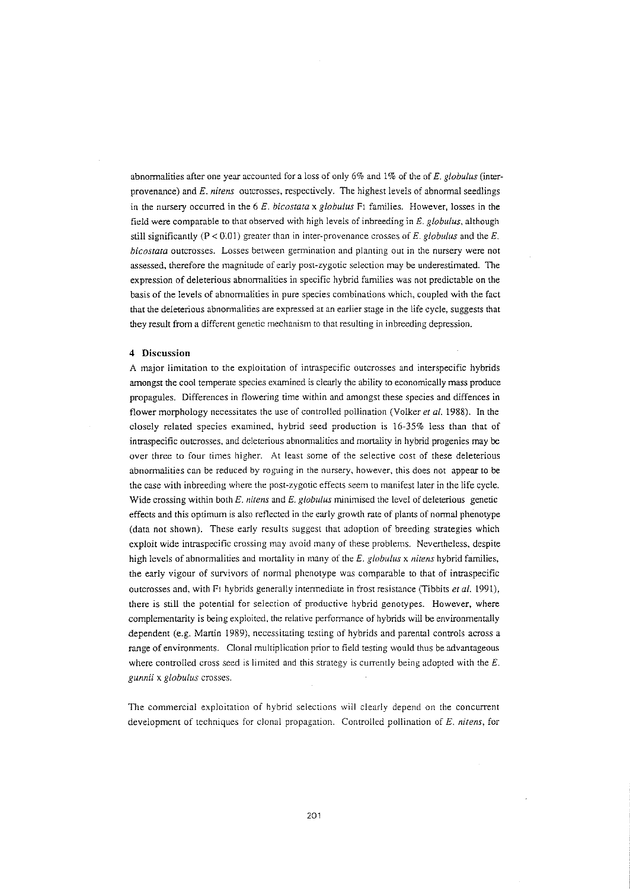abnormalities after one year accounted for a loss of only 6% and 1% of the of *E. globulus* (inter-provenance) and *E. nitens* outcrosses, respectively. The highest levels of abnormal seedlings in the nursery occurred in the 6 *E. bicostata* x *globulus* $F_1$ families. However, losses in the field were comparable to that observed with high levels of inbreeding in *E. globulus*, although still significantly ($P < 0.01$) greater than in inter-provenance crosses of *E. globulus* and the *E. bicostata* outcrosses. Losses between germination and planting out in the nursery were not assessed, therefore the magnitude of early post-zygotic selection may be underestimated. The expression of deleterious abnormalities in specific hybrid families was not predictable on the basis of the levels of abnormalities in pure species combinations which, coupled with the fact that the deleterious abnormalities are expressed at an earlier stage in the life cycle, suggests that they result from a different genetic mechanism to that resulting in inbreeding depression.

## 4 Discussion

A major limitation to the exploitation of intraspecific outcrosses and interspecific hybrids amongst the cool temperate species examined is clearly the ability to economically mass produce propagules. Differences in flowering time within and amongst these species and diffences in flower morphology necessitates the use of controlled pollination (Volker *et al.* 1988). In the closely related species examined, hybrid seed production is 16-35% less than that of intraspecific outcrosses, and deleterious abnormalities and mortality in hybrid progenies may be over three to four times higher. At least some of the selective cost of these deleterious abnormalities can be reduced by roguing in the nursery, however, this does not appear to be the case with inbreeding where the post-zygotic effects seem to manifest later in the life cycle. Wide crossing within both *E. nitens* and *E. globulus* minimised the level of deleterious genetic effects and this optimum is also reflected in the early growth rate of plants of normal phenotype (data not shown). These early results suggest that adoption of breeding strategies which exploit wide intraspecific crossing may avoid many of these problems. Nevertheless, despite high levels of abnormalities and mortality in many of the *E. globulus* x *nitens* hybrid families, the early vigour of survivors of normal phenotype was comparable to that of intraspecific outcrosses and, with $F_1$ hybrids generally intermediate in frost resistance (Tibbits *et al.* 1991), there is still the potential for selection of productive hybrid genotypes. However, where complementarity is being exploited, the relative performance of hybrids will be environmentally dependent (e.g. Martin 1989), necessitating testing of hybrids and parental controls across a range of environments. Clonal multiplication prior to field testing would thus be advantageous where controlled cross seed is limited and this strategy is currently being adopted with the *E. gunnii* x *globulus* crosses.

The commercial exploitation of hybrid selections will clearly depend on the concurrent development of techniques for clonal propagation. Controlled pollination of *E. nitens*, for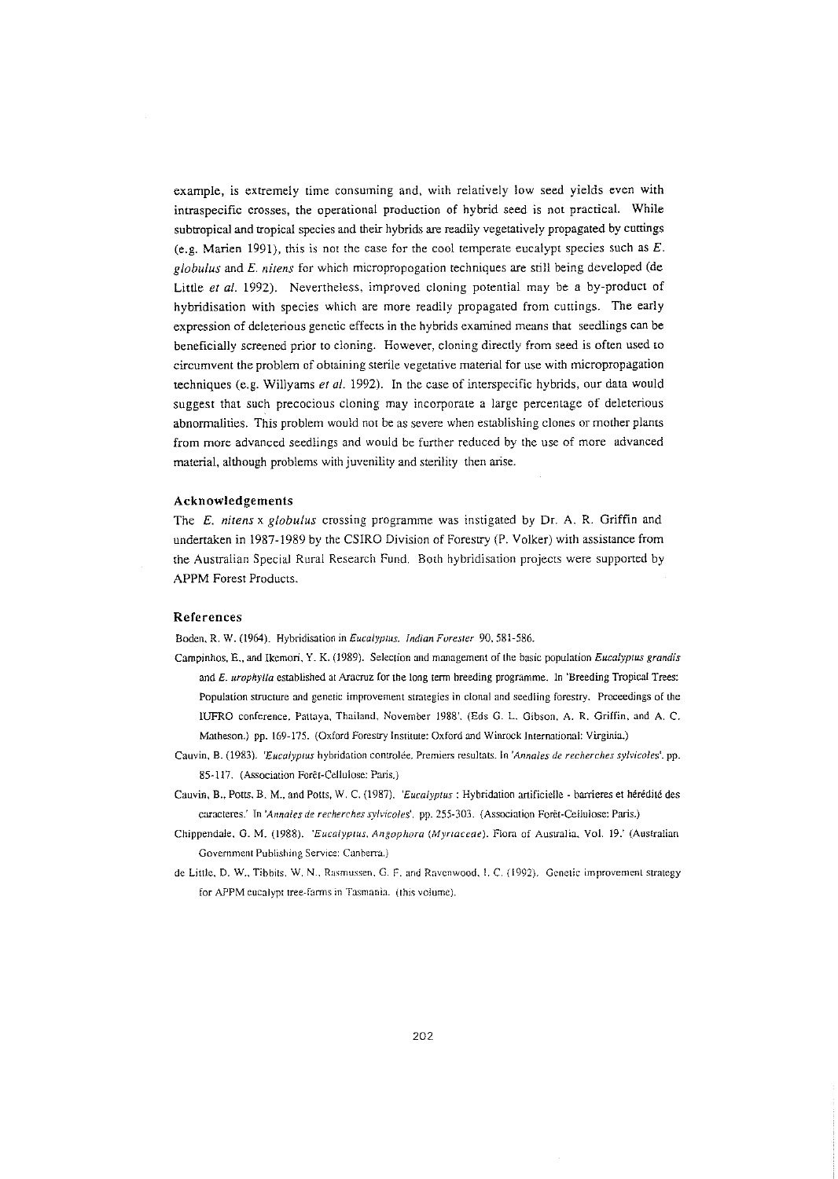example, is extremely time consuming and, with relatively low seed yields even with intraspecific crosses, the operational production of hybrid seed is not practical. While subtropical and tropical species and their hybrids are readily vegetatively propagated by cuttings (e.g. Marien 1991), this is not the case for the cool temperate eucalypt species such as *E. globulus* and *E. nitens* for which micropropogation techniques are still being developed (de Little *et al.* 1992). Nevertheless, improved cloning potential may be a by-product of hybridisation with species which are more readily propagated from cuttings. The early expression of deleterious genetic effects in the hybrids examined means that seedlings can be beneficially screened prior to cloning. However, cloning directly from seed is often used to circumvent the problem of obtaining sterile vegetative material for use with micropropagation techniques (e.g. Willyams *et al.* 1992). In the case of interspecific hybrids, our data would suggest that such precocious cloning may incorporate a large percentage of deleterious abnormalities. This problem would not be as severe when establishing clones or mother plants from more advanced seedlings and would be further reduced by the use of more advanced material, although problems with juvenility and sterility then arise.

## Acknowledgements

The *E. nitens* x *globulus* crossing programme was instigated by Dr. A. R. Griffin and undertaken in 1987-1989 by the CSIRO Division of Forestry (P. Volker) with assistance from the Australian Special Rural Research Fund. Both hybridisation projects were supported by APPM Forest Products.

## References

Boden, R. W. (1964). Hybridisation in *Eucalyptus*. *Indian Forester* 90, 581-586.

Campinhos, E., and Ikemori, Y. K. (1989). Selection and management of the basic population *Eucalyptus grandis* and *E. urophylla* established at Aracruz for the long term breeding programme. In 'Breeding Tropical Trees: Population structure and genetic improvement strategies in clonal and seedling forestry. Proceedings of the IUFRO conference, Pattaya, Thailand, November 1988'. (Eds G. L. Gibson, A. R. Griffin, and A. C. Matheson.) pp. 169-175. (Oxford Forestry Institute: Oxford and Winrock International: Virginia.)

Cauvin, B. (1983). '*Eucalyptus* hybridation controlée. Premiers resultats. In '*Annales de recherches sylvicoles*'. pp. 85-117. (Association Forêt-Cellulose: Paris.)

Cauvin, B., Potts, B. M., and Potts, W. C. (1987). '*Eucalyptus* : Hybridation artificielle - barrieres et hérédité des caracteres.' In '*Annales de recherches sylvicoles*'. pp. 255-303. (Association Forêt-Cellulose: Paris.)

Chippendale, G. M. (1988). '*Eucalyptus, Angophora (Myrtaceae)*. Flora of Australia, Vol. 19.' (Australian Government Publishing Service: Canberra.)

de Little, D. W., Tibbits, W. N., Rasmussen, G. F. and Ravenwood, I. C. (1992). Genetic improvement strategy for APPM eucalypt tree-farms in Tasmania. (this volume).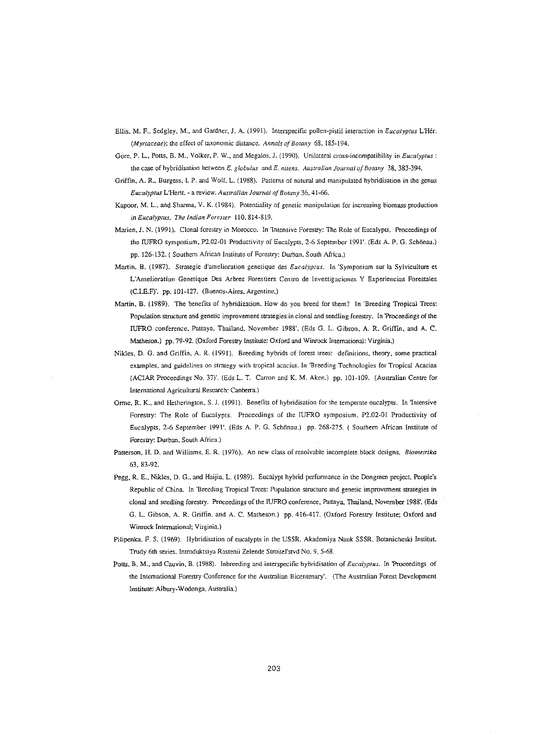Ellis, M. F., Sedgley, M., and Gardner, J. A. (1991). Interspecific pollen-pistil interaction in *Eucalyptus* L'Hér. (*Myrtaceae*); the effect of taxonomic distance. *Annals of Botany* 68, 185-194.

Gore, P. L., Potts, B. M., Volker, P. W., and Megalos, J. (1990). Unilateral cross-incompatibility in *Eucalyptus* : the case of hybridisation between *E. globulus* and *E. nitens*. *Australian Journal of Botany* 38, 383-394.

Griffin, A. R., Burgess, I. P. and Wolf, L. (1988). Patterns of natural and manipulated hybridisation in the genus *Eucalyptus* L'Herit. - a review. *Australian Journal of Botany* 36, 41-66.

Kapoor, M. L., and Sharma, V. K. (1984). Potentiality of genetic manipulation for increasing biomass production in *Eucalyptus*. *The Indian Forester* 110, 814-819.

Marien, J. N. (1991). Clonal forestry in Morocco. In 'Intensive Forestry: The Role of Eucalypts. Proceedings of the IUFRO symposium, P2.02-01 Productivity of Eucalypts, 2-6 September 1991'. (Eds A. P. G. Schönau.) pp. 126-132. ( Southern African Institute of Forestry: Durban, South Africa.)

Martin, B. (1987). Strategic d'amelioration genetique des *Eucalyptus*. In 'Symposium sur la Sylviculture et L'Amelioration Genetique Des Arbres Forestiers Centro de Investigaciones Y Experiencias Forestales (C.I.E.F)'. pp. 101-127. (Buenos-Aires, Argentine.)

Martin, B. (1989). The benefits of hybridization. How do you breed for them? In 'Breeding Tropical Trees: Population structure and genetic improvement strategies in clonal and seedling forestry. In 'Proceedings of the IUFRO conference, Pattaya, Thailand, November 1988'. (Eds G. L. Gibson, A. R. Griffin, and A. C. Matheson.) pp. 79-92. (Oxford Forestry Institute: Oxford and Winrock International: Virginia.)

Nikles, D. G. and Griffin, A. R. (1991). Breeding hybrids of forest trees: definitions, theory, some practical examples, and guidelines on strategy with tropical acacias. In 'Breeding Technologies for Tropical Acacias (ACIAR Proceedings No. 37)'. (Eds L. T. Carron and K. M. Aken.) pp. 101-109. (Australian Centre for International Agricultural Research: Canberra.)

Orme, R. K., and Hetherington, S. J. (1991). Benefits of hybridisation for the temperate eucalypts. In 'Intensive Forestry: The Role of Eucalypts. Proceedings of the IUFRO symposium, P2.02-01 Productivity of Eucalypts, 2-6 September 1991'. (Eds A. P. G. Schönau.) pp. 268-275. ( Southern African Institute of Forestry: Durban, South Africa.)

Patterson, H. D. and Williams, E. R. (1976). An new class of resolvable incomplete block designs. *Biometrika* 63, 83-92.

Pegg, R. E., Nikles, D. G., and Haijia, L. (1989). Eucalypt hybrid performance in the Dongmen project, People's Republic of China. In 'Breeding Tropical Trees: Population structure and genetic improvement strategies in clonal and seedling forestry. Proceedings of the IUFRO conference, Pattaya, Thailand, November 1988'. (Eds G. L. Gibson, A. R. Griffin, and A. C. Matheson.) pp. 416-417. (Oxford Forestry Institute; Oxford and Winrock International; Virginia.)

Pilipenka, F. S. (1969). Hybridisation of eucalypts in the USSR. Akademiya Nauk SSSR. Botanicheski Institut. Trudy 6th series. Introduktsiya Rastenii Zelende Stroitel'stvd No. 9, 5-68.

Potts, B. M., and Cauvin, B. (1988). Inbreeding and interspecific hybridisation of *Eucalyptus*. In 'Proceedings of the International Forestry Conference for the Australian Bicentenary'. (The Australian Forest Development Institute: Albury-Wodonga, Australia.)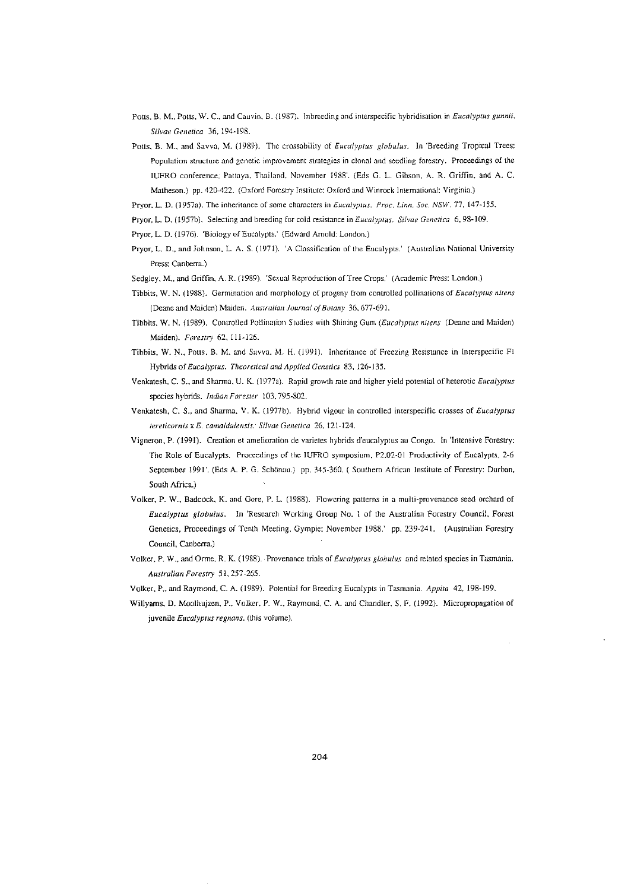Potts, B. M., Potts, W. C., and Cauvin, B. (1987). Inbreeding and interspecific hybridisation in *Eucalyptus gunnii*. *Silvae Genetica* 36, 194-198.

Potts, B. M., and Savva, M. (1989). The crossability of *Eucalyptus globulus*. In 'Breeding Tropical Trees: Population structure and genetic improvement strategies in clonal and seedling forestry. Proceedings of the IUFRO conference. Pattaya, Thailand, November 1988'. (Eds G. L. Gibson, A. R. Griffin, and A. C. Matheson.) pp. 420-422. (Oxford Forestry Institute: Oxford and Winrock International: Virginia.)

Pryor, L. D. (1957a). The inheritance of some characters in *Eucalyptus*. *Proc. Linn. Soc. NSW*. 77, 147-155.

Pryor, L. D. (1957b). Selecting and breeding for cold resistance in *Eucalyptus*. *Silvae Genetica* 6, 98-109.

Pryor, L. D. (1976). 'Biology of Eucalypts.' (Edward Arnold: London.)

Pryor, L. D., and Johnson, L. A. S. (1971). 'A Classification of the Eucalypts.' (Australian National University Press: Canberra.)

Sedgley, M., and Griffin, A. R. (1989). 'Sexual Reproduction of Tree Crops.' (Academic Press: London.)

Tibbits, W. N. (1988). Germination and morphology of progeny from controlled pollinations of *Eucalyptus nitens* (Deane and Maiden) Maiden. *Australian Journal of Botany* 36, 677-691.

Tibbits, W. N. (1989). Controlled Pollination Studies with Shining Gum (*Eucalyptus nitens* (Deane and Maiden) Maiden). *Forestry* 62, 111-126.

Tibbits, W. N., Potts, B. M. and Savva, M. H. (1991). Inheritance of Freezing Resistance in Interspecific F1 Hybrids of *Eucalyptus*. *Theoretical and Applied Genetics* 83, 126-135.

Venkatesh, C. S., and Sharma, U. K. (1977a). Rapid growth rate and higher yield potential of heterotic *Eucalyptus* species hybrids. *Indian Forester* 103, 795-802.

Venkatesh, C. S., and Sharma, V. K. (1977b). Hybrid vigour in controlled interspecific crosses of *Eucalyptus tereticornis* x *E. camaldulensis*. *Silvae Genetica* 26, 121-124.

Vigneron, P. (1991). Creation et amelioration de varietes hybrids d'eucalyptus au Congo. In 'Intensive Forestry: The Role of Eucalypts. Proceedings of the IUFRO symposium, P2.02-01 Productivity of Eucalypts, 2-6 September 1991'. (Eds A. P. G. Schönau.) pp. 345-360. ( Southern African Institute of Forestry: Durban, South Africa.)

Volker, P. W., Badcock, K. and Gore, P. L. (1988). Flowering patterns in a multi-provenance seed orchard of *Eucalyptus globulus*. In 'Research Working Group No. 1 of the Australian Forestry Council, Forest Genetics, Proceedings of Tenth Meeting, Gympie; November 1988.' pp. 239-241. (Australian Forestry Council, Canberra.)

Volker, P. W., and Orme, R. K. (1988). Provenance trials of *Eucalyptus globulus* and related species in Tasmania. *Australian Forestry* 51, 257-265.

Volker, P., and Raymond, C. A. (1989). Potential for Breeding Eucalypts in Tasmania. *Appita* 42, 198-199.

Willyams, D. Moolhuijzen, P., Volker, P. W., Raymond, C. A. and Chandler, S. F. (1992). Micropropagation of juvenile *Eucalyptus regnans*. (this volume).